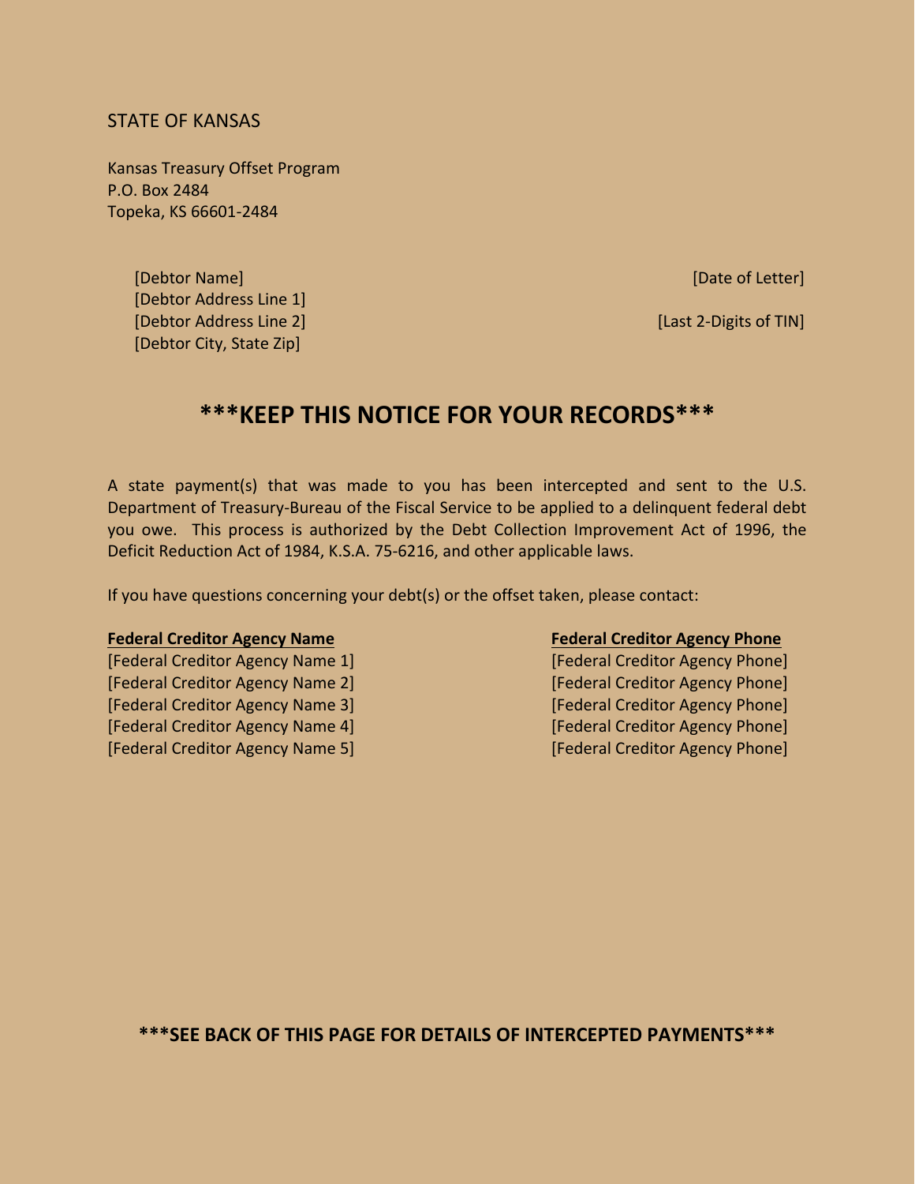STATE OF KANSAS

Kansas Treasury Offset Program
P.O. Box 2484
Topeka, KS 66601-2484

[Debtor Name]
[Debtor Address Line 1]
[Debtor Address Line 2]
[Debtor City, State Zip]

[Date of Letter]

[Last 2-Digits of TIN]

## ***KEEP THIS NOTICE FOR YOUR RECORDS***

A state payment(s) that was made to you has been intercepted and sent to the U.S. Department of Treasury-Bureau of the Fiscal Service to be applied to a delinquent federal debt you owe. This process is authorized by the Debt Collection Improvement Act of 1996, the Deficit Reduction Act of 1984, K.S.A. 75-6216, and other applicable laws.

If you have questions concerning your debt(s) or the offset taken, please contact:

| **Federal Creditor Agency Name** | **Federal Creditor Agency Phone** |
|---|---|
| [Federal Creditor Agency Name 1] | [Federal Creditor Agency Phone] |
| [Federal Creditor Agency Name 2] | [Federal Creditor Agency Phone] |
| [Federal Creditor Agency Name 3] | [Federal Creditor Agency Phone] |
| [Federal Creditor Agency Name 4] | [Federal Creditor Agency Phone] |
| [Federal Creditor Agency Name 5] | [Federal Creditor Agency Phone] |

**\*\*\*SEE BACK OF THIS PAGE FOR DETAILS OF INTERCEPTED PAYMENTS\*\*\***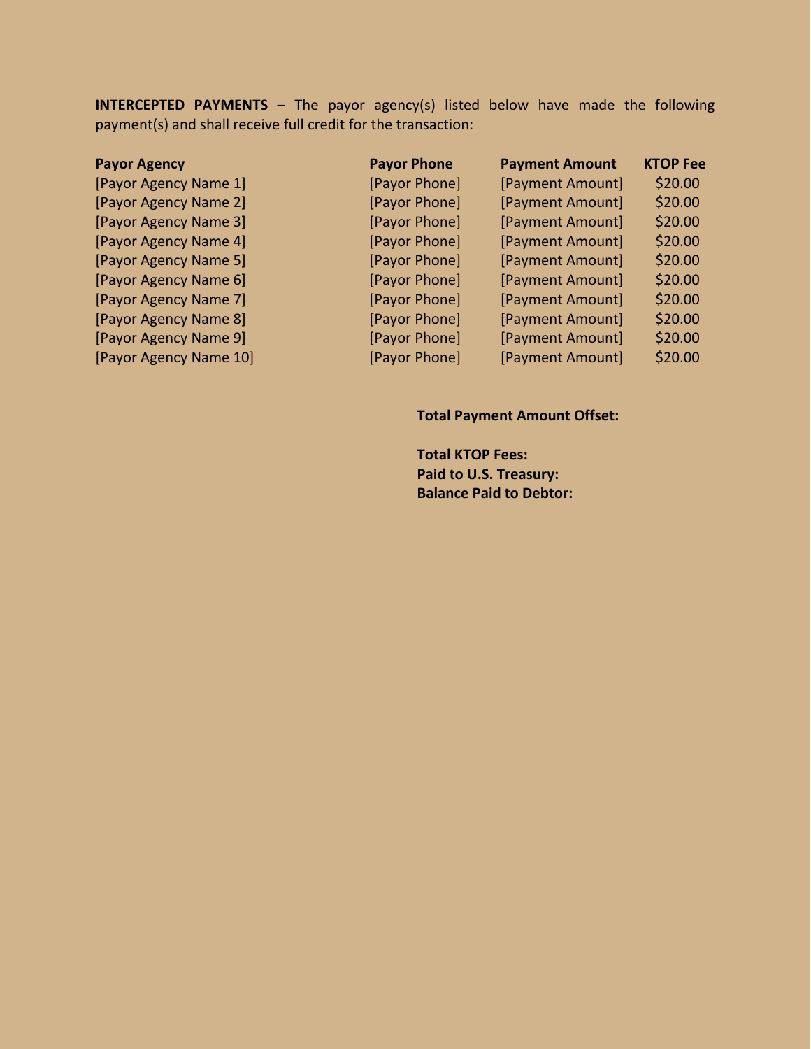**INTERCEPTED PAYMENTS** – The payor agency(s) listed below have made the following payment(s) and shall receive full credit for the transaction:

| Payor Agency | Payor Phone | Payment Amount | KTOP Fee |
| --- | --- | --- | --- |
| [Payor Agency Name 1] | [Payor Phone] | [Payment Amount] | $20.00 |
| [Payor Agency Name 2] | [Payor Phone] | [Payment Amount] | $20.00 |
| [Payor Agency Name 3] | [Payor Phone] | [Payment Amount] | $20.00 |
| [Payor Agency Name 4] | [Payor Phone] | [Payment Amount] | $20.00 |
| [Payor Agency Name 5] | [Payor Phone] | [Payment Amount] | $20.00 |
| [Payor Agency Name 6] | [Payor Phone] | [Payment Amount] | $20.00 |
| [Payor Agency Name 7] | [Payor Phone] | [Payment Amount] | $20.00 |
| [Payor Agency Name 8] | [Payor Phone] | [Payment Amount] | $20.00 |
| [Payor Agency Name 9] | [Payor Phone] | [Payment Amount] | $20.00 |
| [Payor Agency Name 10] | [Payor Phone] | [Payment Amount] | $20.00 |

**Total Payment Amount Offset:**

**Total KTOP Fees:**
**Paid to U.S. Treasury:**
**Balance Paid to Debtor:**